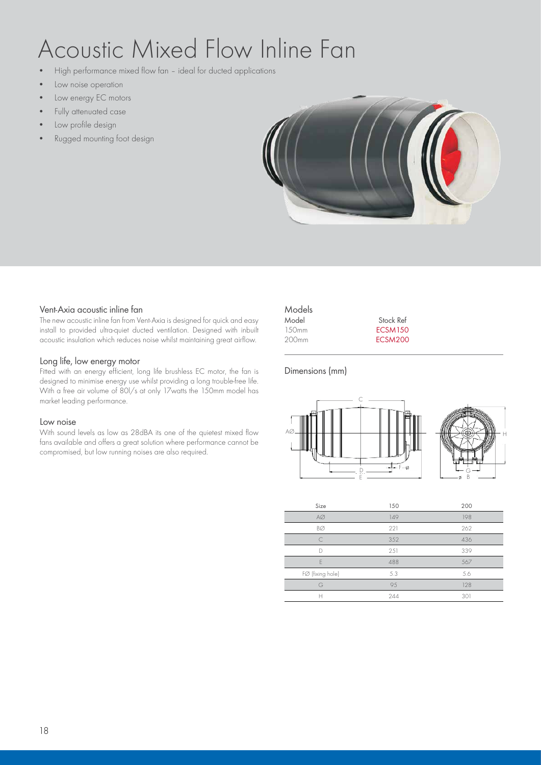# Acoustic Mixed Flow Inline Fan

- High performance mixed flow fan – ideal for ducted applications
- Low noise operation
- Low energy EC motors
- Fully attenuated case
- Low profile design
- Rugged mounting foot design

### Vent-Axia acoustic inline fan

The new acoustic inline fan from Vent-Axia is designed for quick and easy install to provided ultra-quiet ducted ventilation. Designed with inbuilt acoustic insulation which reduces noise whilst maintaining great airflow.

### Long life, low energy motor

Fitted with an energy efficient, long life brushless EC motor, the fan is designed to minimise energy use whilst providing a long trouble-free life. With a free air volume of 80l/s at only 17watts the 150mm model has market leading performance.

### Low noise

With sound levels as low as 28dBA its one of the quietest mixed flow fans available and offers a great solution where performance cannot be compromised, but low running noises are also required.

### Models

| Model | Stock Ref |
| --- | --- |
| 150mm | ECSM150 |
| 200mm | ECSM200 |

### Dimensions (mm)

| Size | 150 | 200 |
| --- | --- | --- |
| AØ | 149 | 198 |
| BØ | 221 | 262 |
| C | 352 | 436 |
| D | 251 | 339 |
| E | 488 | 567 |
| FØ (fixing hole) | 5.3 | 5.6 |
| G | 95 | 128 |
| H | 244 | 301 |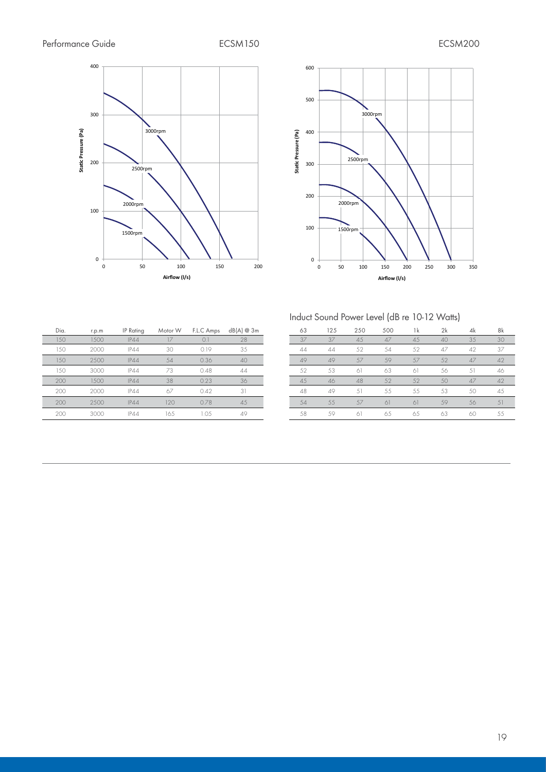Performance Guide

ECSM150

400
300
200
100
0
Static Pressure (Pa)
3000rpm
2500rpm
2000rpm
1500rpm
0
50
100
150
200
Airflow (l/s)

ECSM200

600
500
400
300
200
100
0
Static Pressure (Pa)
3000rpm
2500rpm
2000rpm
1500rpm
0
50
100
150
200
250
300
350
Airflow (l/s)

Induct Sound Power Level (dB re 10-12 Watts)

| Dia. | r.p.m | IP Rating | Motor W | F.L.C Amps | dB(A) @ 3m | 63 | 125 | 250 | 500 | 1k | 2k | 4k | 8k |
|---|---|---|---|---|---|---|---|---|---|---|---|---|---|
| 150 | 1500 | IP44 | 17 | 0.1 | 28 | 37 | 37 | 45 | 47 | 45 | 40 | 35 | 30 |
| 150 | 2000 | IP44 | 30 | 0.19 | 35 | 44 | 44 | 52 | 54 | 52 | 47 | 42 | 37 |
| 150 | 2500 | IP44 | 54 | 0.36 | 40 | 49 | 49 | 57 | 59 | 57 | 52 | 47 | 42 |
| 150 | 3000 | IP44 | 73 | 0.48 | 44 | 52 | 53 | 61 | 63 | 61 | 56 | 51 | 46 |
| 200 | 1500 | IP44 | 38 | 0.23 | 36 | 45 | 46 | 48 | 52 | 52 | 50 | 47 | 42 |
| 200 | 2000 | IP44 | 67 | 0.42 | 31 | 48 | 49 | 51 | 55 | 55 | 53 | 50 | 45 |
| 200 | 2500 | IP44 | 120 | 0.78 | 45 | 54 | 55 | 57 | 61 | 61 | 59 | 56 | 51 |
| 200 | 3000 | IP44 | 165 | 1.05 | 49 | 58 | 59 | 61 | 65 | 65 | 63 | 60 | 55 |